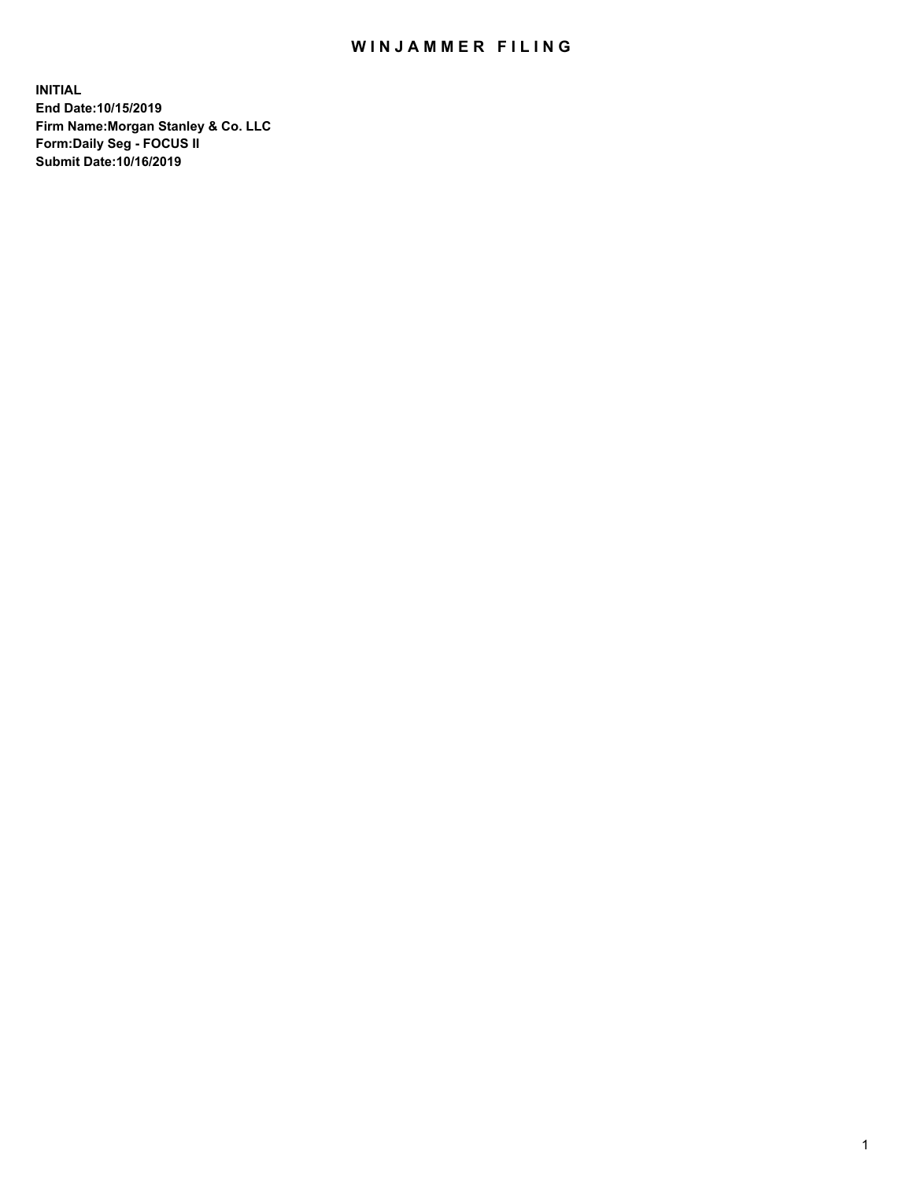# WINJAMMER FILING

**INITIAL**
**End Date:10/15/2019**
**Firm Name:Morgan Stanley & Co. LLC**
**Form:Daily Seg - FOCUS II**
**Submit Date:10/16/2019**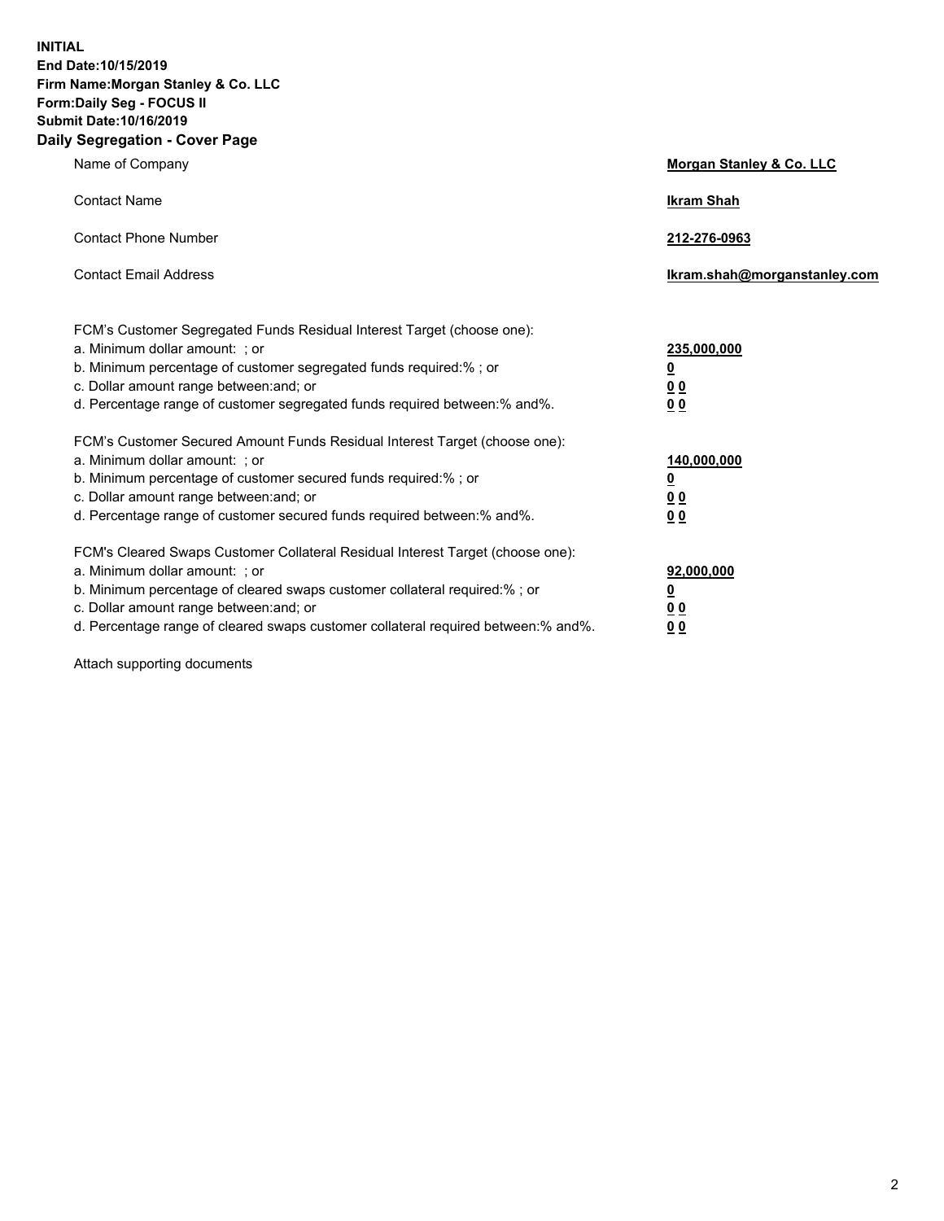**INITIAL**
**End Date:10/15/2019**
**Firm Name:Morgan Stanley & Co. LLC**
**Form:Daily Seg - FOCUS II**
**Submit Date:10/16/2019**

## Daily Segregation - Cover Page

| | |
|---|---|
| Name of Company | **Morgan Stanley & Co. LLC** |
| Contact Name | **Ikram Shah** |
| Contact Phone Number | **212-276-0963** |
| Contact Email Address | **Ikram.shah@morganstanley.com** |

| | |
|---|---|
| FCM's Customer Segregated Funds Residual Interest Target (choose one): | |
| a. Minimum dollar amount: ; or | **235,000,000** |
| b. Minimum percentage of customer segregated funds required:% ; or | **0** |
| c. Dollar amount range between:and; or | **0 0** |
| d. Percentage range of customer segregated funds required between:% and%. | **0 0** |
| FCM's Customer Secured Amount Funds Residual Interest Target (choose one): | |
| a. Minimum dollar amount: ; or | **140,000,000** |
| b. Minimum percentage of customer secured funds required:% ; or | **0** |
| c. Dollar amount range between:and; or | **0 0** |
| d. Percentage range of customer secured funds required between:% and%. | **0 0** |
| FCM's Cleared Swaps Customer Collateral Residual Interest Target (choose one): | |
| a. Minimum dollar amount: ; or | **92,000,000** |
| b. Minimum percentage of cleared swaps customer collateral required:% ; or | **0** |
| c. Dollar amount range between:and; or | **0 0** |
| d. Percentage range of cleared swaps customer collateral required between:% and%. | **0 0** |

Attach supporting documents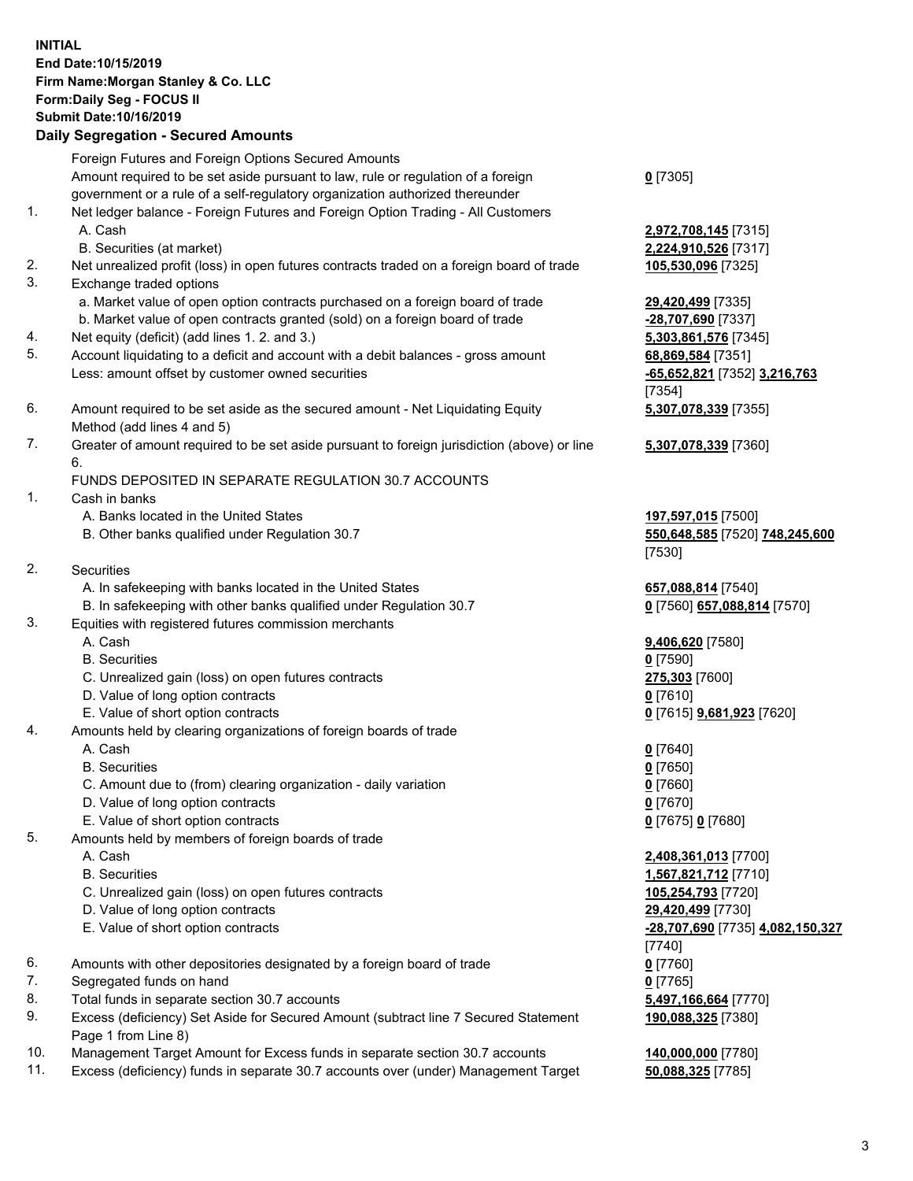**INITIAL**
**End Date:10/15/2019**
**Firm Name:Morgan Stanley & Co. LLC**
**Form:Daily Seg - FOCUS II**
**Submit Date:10/16/2019**

## Daily Segregation - Secured Amounts

| | | |
|---|---|---|
| | Foreign Futures and Foreign Options Secured Amounts | |
| | Amount required to be set aside pursuant to law, rule or regulation of a foreign government or a rule of a self-regulatory organization authorized thereunder | **0** [7305] |
| 1. | Net ledger balance - Foreign Futures and Foreign Option Trading - All Customers | |
| | A. Cash | **2,972,708,145** [7315] |
| | B. Securities (at market) | **2,224,910,526** [7317] |
| 2. | Net unrealized profit (loss) in open futures contracts traded on a foreign board of trade | **105,530,096** [7325] |
| 3. | Exchange traded options | |
| | a. Market value of open option contracts purchased on a foreign board of trade | **29,420,499** [7335] |
| | b. Market value of open contracts granted (sold) on a foreign board of trade | **-28,707,690** [7337] |
| 4. | Net equity (deficit) (add lines 1. 2. and 3.) | **5,303,861,576** [7345] |
| 5. | Account liquidating to a deficit and account with a debit balances - gross amount | **68,869,584** [7351] |
| | Less: amount offset by customer owned securities | **-65,652,821** [7352] **3,216,763** [7354] |
| 6. | Amount required to be set aside as the secured amount - Net Liquidating Equity Method (add lines 4 and 5) | **5,307,078,339** [7355] |
| 7. | Greater of amount required to be set aside pursuant to foreign jurisdiction (above) or line 6. | **5,307,078,339** [7360] |
| | FUNDS DEPOSITED IN SEPARATE REGULATION 30.7 ACCOUNTS | |
| 1. | Cash in banks | |
| | A. Banks located in the United States | **197,597,015** [7500] |
| | B. Other banks qualified under Regulation 30.7 | **550,648,585** [7520] **748,245,600** [7530] |
| 2. | Securities | |
| | A. In safekeeping with banks located in the United States | **657,088,814** [7540] |
| | B. In safekeeping with other banks qualified under Regulation 30.7 | **0** [7560] **657,088,814** [7570] |
| 3. | Equities with registered futures commission merchants | |
| | A. Cash | **9,406,620** [7580] |
| | B. Securities | **0** [7590] |
| | C. Unrealized gain (loss) on open futures contracts | **275,303** [7600] |
| | D. Value of long option contracts | **0** [7610] |
| | E. Value of short option contracts | **0** [7615] **9,681,923** [7620] |
| 4. | Amounts held by clearing organizations of foreign boards of trade | |
| | A. Cash | **0** [7640] |
| | B. Securities | **0** [7650] |
| | C. Amount due to (from) clearing organization - daily variation | **0** [7660] |
| | D. Value of long option contracts | **0** [7670] |
| | E. Value of short option contracts | **0** [7675] **0** [7680] |
| 5. | Amounts held by members of foreign boards of trade | |
| | A. Cash | **2,408,361,013** [7700] |
| | B. Securities | **1,567,821,712** [7710] |
| | C. Unrealized gain (loss) on open futures contracts | **105,254,793** [7720] |
| | D. Value of long option contracts | **29,420,499** [7730] |
| | E. Value of short option contracts | **-28,707,690** [7735] **4,082,150,327** [7740] |
| 6. | Amounts with other depositories designated by a foreign board of trade | **0** [7760] |
| 7. | Segregated funds on hand | **0** [7765] |
| 8. | Total funds in separate section 30.7 accounts | **5,497,166,664** [7770] |
| 9. | Excess (deficiency) Set Aside for Secured Amount (subtract line 7 Secured Statement Page 1 from Line 8) | **190,088,325** [7380] |
| 10. | Management Target Amount for Excess funds in separate section 30.7 accounts | **140,000,000** [7780] |
| 11. | Excess (deficiency) funds in separate 30.7 accounts over (under) Management Target | **50,088,325** [7785] |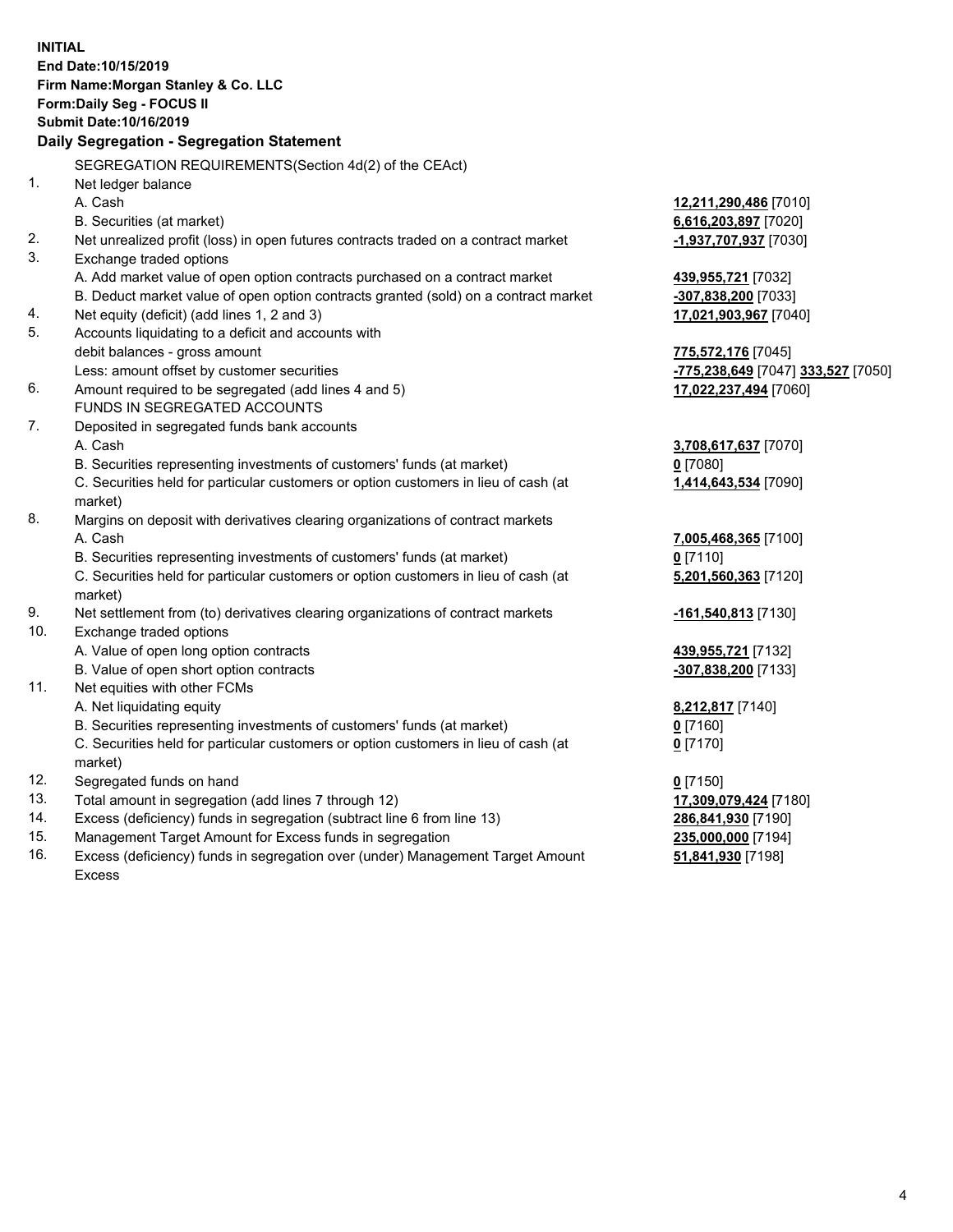**INITIAL**
**End Date:10/15/2019**
**Firm Name:Morgan Stanley & Co. LLC**
**Form:Daily Seg - FOCUS II**
**Submit Date:10/16/2019**

### Daily Segregation - Segregation Statement

| | | |
|---|---|---|
| | SEGREGATION REQUIREMENTS(Section 4d(2) of the CEAct) | |
| 1. | Net ledger balance | |
| | A. Cash | **12,211,290,486** [7010] |
| | B. Securities (at market) | **6,616,203,897** [7020] |
| 2. | Net unrealized profit (loss) in open futures contracts traded on a contract market | **-1,937,707,937** [7030] |
| 3. | Exchange traded options | |
| | A. Add market value of open option contracts purchased on a contract market | **439,955,721** [7032] |
| | B. Deduct market value of open option contracts granted (sold) on a contract market | **-307,838,200** [7033] |
| 4. | Net equity (deficit) (add lines 1, 2 and 3) | **17,021,903,967** [7040] |
| 5. | Accounts liquidating to a deficit and accounts with | |
| | debit balances - gross amount | **775,572,176** [7045] |
| | Less: amount offset by customer securities | **-775,238,649** [7047] **333,527** [7050] |
| 6. | Amount required to be segregated (add lines 4 and 5) | **17,022,237,494** [7060] |
| | FUNDS IN SEGREGATED ACCOUNTS | |
| 7. | Deposited in segregated funds bank accounts | |
| | A. Cash | **3,708,617,637** [7070] |
| | B. Securities representing investments of customers' funds (at market) | **0** [7080] |
| | C. Securities held for particular customers or option customers in lieu of cash (at market) | **1,414,643,534** [7090] |
| 8. | Margins on deposit with derivatives clearing organizations of contract markets | |
| | A. Cash | **7,005,468,365** [7100] |
| | B. Securities representing investments of customers' funds (at market) | **0** [7110] |
| | C. Securities held for particular customers or option customers in lieu of cash (at market) | **5,201,560,363** [7120] |
| 9. | Net settlement from (to) derivatives clearing organizations of contract markets | **-161,540,813** [7130] |
| 10. | Exchange traded options | |
| | A. Value of open long option contracts | **439,955,721** [7132] |
| | B. Value of open short option contracts | **-307,838,200** [7133] |
| 11. | Net equities with other FCMs | |
| | A. Net liquidating equity | **8,212,817** [7140] |
| | B. Securities representing investments of customers' funds (at market) | **0** [7160] |
| | C. Securities held for particular customers or option customers in lieu of cash (at market) | **0** [7170] |
| 12. | Segregated funds on hand | **0** [7150] |
| 13. | Total amount in segregation (add lines 7 through 12) | **17,309,079,424** [7180] |
| 14. | Excess (deficiency) funds in segregation (subtract line 6 from line 13) | **286,841,930** [7190] |
| 15. | Management Target Amount for Excess funds in segregation | **235,000,000** [7194] |
| 16. | Excess (deficiency) funds in segregation over (under) Management Target Amount Excess | **51,841,930** [7198] |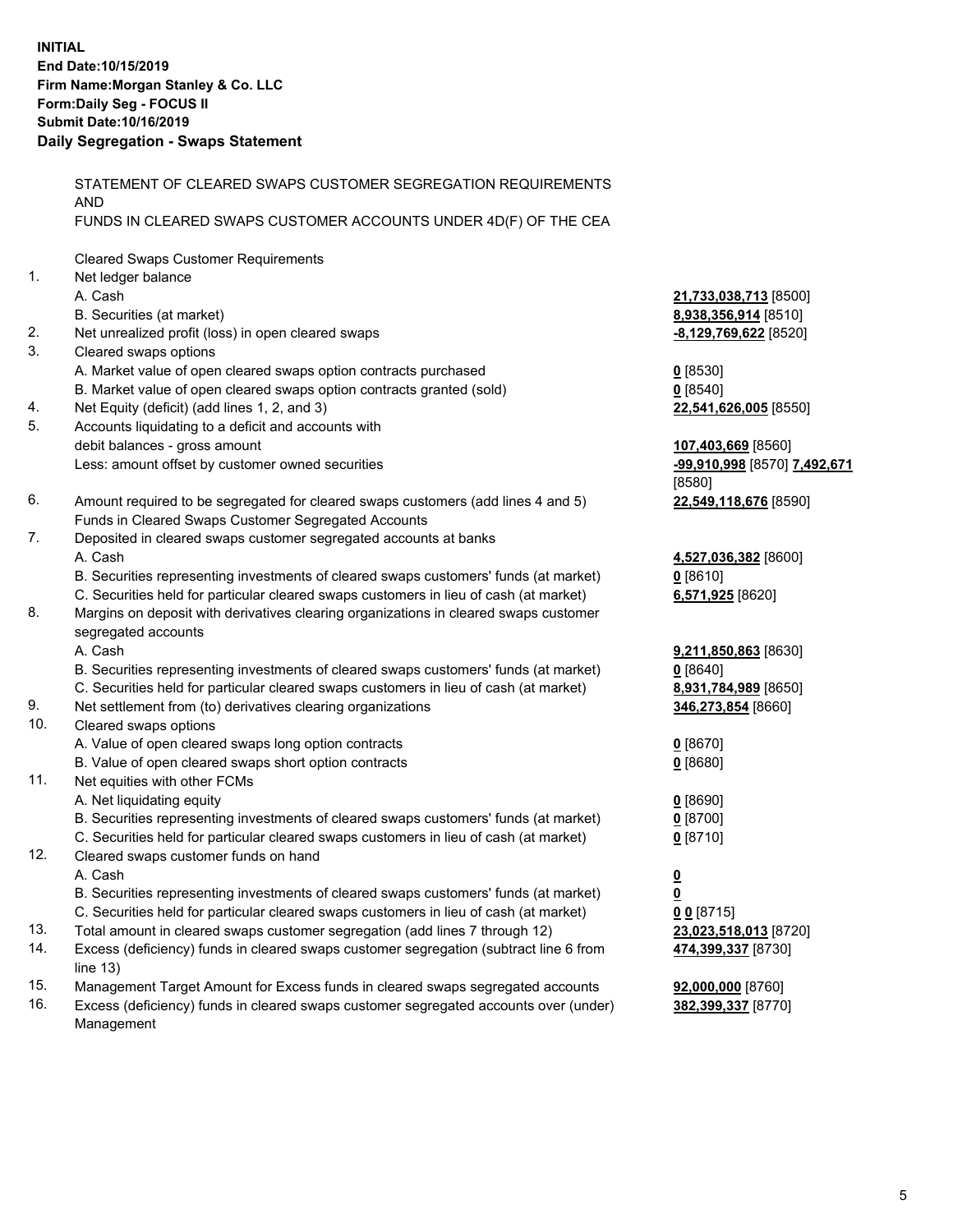**INITIAL**
**End Date:10/15/2019**
**Firm Name:Morgan Stanley & Co. LLC**
**Form:Daily Seg - FOCUS II**
**Submit Date:10/16/2019**
**Daily Segregation - Swaps Statement**

STATEMENT OF CLEARED SWAPS CUSTOMER SEGREGATION REQUIREMENTS AND FUNDS IN CLEARED SWAPS CUSTOMER ACCOUNTS UNDER 4D(F) OF THE CEA

| | | |
|---|---|---|
| | Cleared Swaps Customer Requirements | |
| 1. | Net ledger balance | |
| | A. Cash | **21,733,038,713** [8500] |
| | B. Securities (at market) | **8,938,356,914** [8510] |
| 2. | Net unrealized profit (loss) in open cleared swaps | **-8,129,769,622** [8520] |
| 3. | Cleared swaps options | |
| | A. Market value of open cleared swaps option contracts purchased | **0** [8530] |
| | B. Market value of open cleared swaps option contracts granted (sold) | **0** [8540] |
| 4. | Net Equity (deficit) (add lines 1, 2, and 3) | **22,541,626,005** [8550] |
| 5. | Accounts liquidating to a deficit and accounts with debit balances - gross amount | **107,403,669** [8560] |
| | Less: amount offset by customer owned securities | **-99,910,998** [8570] **7,492,671** [8580] |
| 6. | Amount required to be segregated for cleared swaps customers (add lines 4 and 5) | **22,549,118,676** [8590] |
| | Funds in Cleared Swaps Customer Segregated Accounts | |
| 7. | Deposited in cleared swaps customer segregated accounts at banks | |
| | A. Cash | **4,527,036,382** [8600] |
| | B. Securities representing investments of cleared swaps customers' funds (at market) | **0** [8610] |
| | C. Securities held for particular cleared swaps customers in lieu of cash (at market) | **6,571,925** [8620] |
| 8. | Margins on deposit with derivatives clearing organizations in cleared swaps customer segregated accounts | |
| | A. Cash | **9,211,850,863** [8630] |
| | B. Securities representing investments of cleared swaps customers' funds (at market) | **0** [8640] |
| | C. Securities held for particular cleared swaps customers in lieu of cash (at market) | **8,931,784,989** [8650] |
| 9. | Net settlement from (to) derivatives clearing organizations | **346,273,854** [8660] |
| 10. | Cleared swaps options | |
| | A. Value of open cleared swaps long option contracts | **0** [8670] |
| | B. Value of open cleared swaps short option contracts | **0** [8680] |
| 11. | Net equities with other FCMs | |
| | A. Net liquidating equity | **0** [8690] |
| | B. Securities representing investments of cleared swaps customers' funds (at market) | **0** [8700] |
| | C. Securities held for particular cleared swaps customers in lieu of cash (at market) | **0** [8710] |
| 12. | Cleared swaps customer funds on hand | |
| | A. Cash | **0** |
| | B. Securities representing investments of cleared swaps customers' funds (at market) | **0** |
| | C. Securities held for particular cleared swaps customers in lieu of cash (at market) | **0** **0** [8715] |
| 13. | Total amount in cleared swaps customer segregation (add lines 7 through 12) | **23,023,518,013** [8720] |
| 14. | Excess (deficiency) funds in cleared swaps customer segregation (subtract line 6 from line 13) | **474,399,337** [8730] |
| 15. | Management Target Amount for Excess funds in cleared swaps segregated accounts | **92,000,000** [8760] |
| 16. | Excess (deficiency) funds in cleared swaps customer segregated accounts over (under) Management | **382,399,337** [8770] |